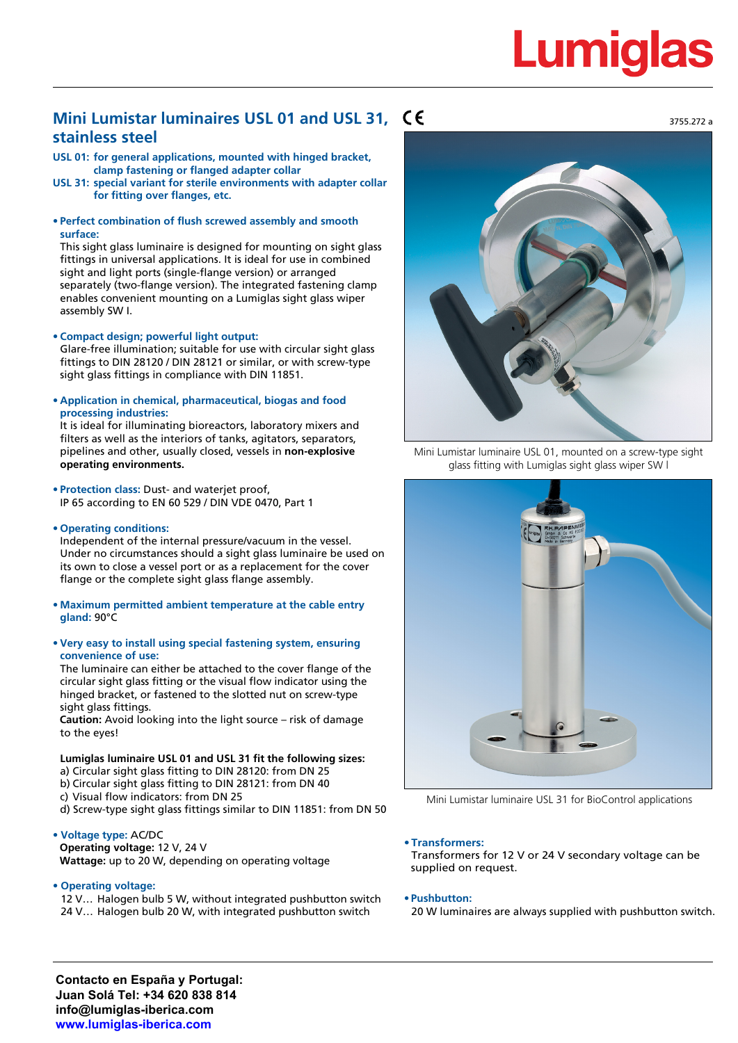Lumiglas

# Mini Lumistar luminaires USL 01 and USL 31, stainless steel

CE

3755.272 a

**USL 01: for general applications, mounted with hinged bracket, clamp fastening or flanged adapter collar**
**USL 31: special variant for sterile environments with adapter collar for fitting over flanges, etc.**

- **Perfect combination of flush screwed assembly and smooth surface:**
  This sight glass luminaire is designed for mounting on sight glass fittings in universal applications. It is ideal for use in combined sight and light ports (single-flange version) or arranged separately (two-flange version). The integrated fastening clamp enables convenient mounting on a Lumiglas sight glass wiper assembly SW I.

- **Compact design; powerful light output:**
  Glare-free illumination; suitable for use with circular sight glass fittings to DIN 28120 / DIN 28121 or similar, or with screw-type sight glass fittings in compliance with DIN 11851.

- **Application in chemical, pharmaceutical, biogas and food processing industries:**
  It is ideal for illuminating bioreactors, laboratory mixers and filters as well as the interiors of tanks, agitators, separators, pipelines and other, usually closed, vessels in **non-explosive operating environments.**

- **Protection class:** Dust- and waterjet proof, IP 65 according to EN 60 529 / DIN VDE 0470, Part 1

- **Operating conditions:**
  Independent of the internal pressure/vacuum in the vessel. Under no circumstances should a sight glass luminaire be used on its own to close a vessel port or as a replacement for the cover flange or the complete sight glass flange assembly.

- **Maximum permitted ambient temperature at the cable entry gland:** 90°C

- **Very easy to install using special fastening system, ensuring convenience of use:**
  The luminaire can either be attached to the cover flange of the circular sight glass fitting or the visual flow indicator using the hinged bracket, or fastened to the slotted nut on screw-type sight glass fittings.
  **Caution:** Avoid looking into the light source – risk of damage to the eyes!

**Lumiglas luminaire USL 01 and USL 31 fit the following sizes:**
a) Circular sight glass fitting to DIN 28120: from DN 25
b) Circular sight glass fitting to DIN 28121: from DN 40
c) Visual flow indicators: from DN 25
d) Screw-type sight glass fittings similar to DIN 11851: from DN 50

- **Voltage type:** AC/DC
  **Operating voltage:** 12 V, 24 V
  **Wattage:** up to 20 W, depending on operating voltage

- **Operating voltage:**
  12 V… Halogen bulb 5 W, without integrated pushbutton switch
  24 V… Halogen bulb 20 W, with integrated pushbutton switch

Mini Lumistar luminaire USL 01, mounted on a screw-type sight glass fitting with Lumiglas sight glass wiper SW I

Mini Lumistar luminaire USL 31 for BioControl applications

- **Transformers:**
  Transformers for 12 V or 24 V secondary voltage can be supplied on request.

- **Pushbutton:**
  20 W luminaires are always supplied with pushbutton switch.

**Contacto en España y Portugal:**
**Juan Solá Tel: +34 620 838 814**
**info@lumiglas-iberica.com**
**www.lumiglas-iberica.com**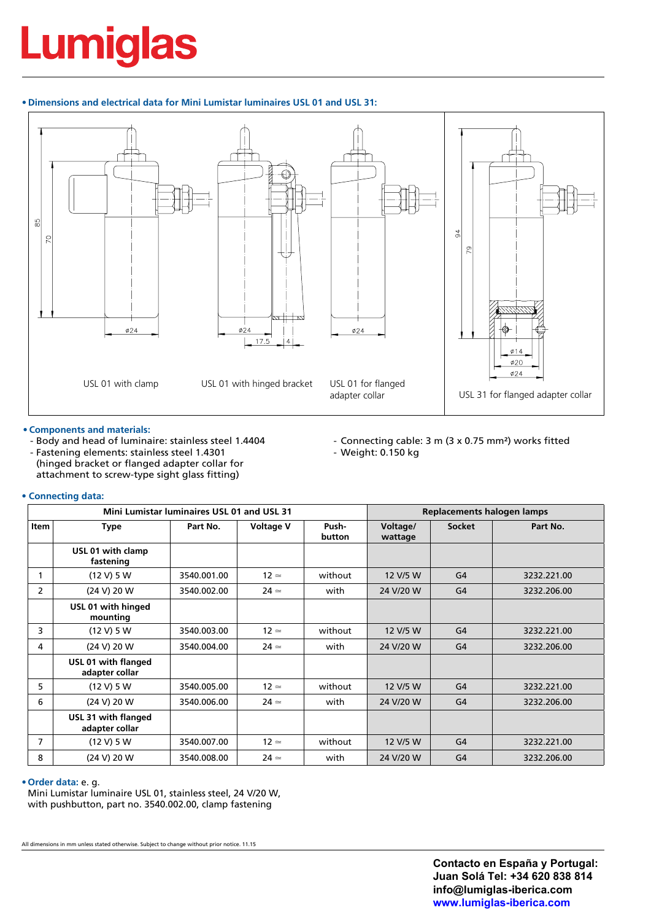# Lumiglas

**• Dimensions and electrical data for Mini Lumistar luminaires USL 01 and USL 31:**

85
70
ø24
USL 01 with clamp

ø24
17.5
4
USL 01 with hinged bracket

ø24
USL 01 for flanged adapter collar

94
79
ø14
ø20
ø24
USL 31 for flanged adapter collar

**• Components and materials:**

- Body and head of luminaire: stainless steel 1.4404
- Fastening elements: stainless steel 1.4301 (hinged bracket or flanged adapter collar for attachment to screw-type sight glass fitting)
- Connecting cable: 3 m (3 x 0.75 mm²) works fitted
- Weight: 0.150 kg

**• Connecting data:**

| Mini Lumistar luminaires USL 01 and USL 31 | | | | | Replacements halogen lamps | | |
|---|---|---|---|---|---|---|---|
| Item | Type | Part No. | Voltage V | Push-button | Voltage/ wattage | Socket | Part No. |
| | **USL 01 with clamp fastening** | | | | | | |
| 1 | (12 V) 5 W | 3540.001.00 | 12 ≃ | without | 12 V/5 W | G4 | 3232.221.00 |
| 2 | (24 V) 20 W | 3540.002.00 | 24 ≃ | with | 24 V/20 W | G4 | 3232.206.00 |
| | **USL 01 with hinged mounting** | | | | | | |
| 3 | (12 V) 5 W | 3540.003.00 | 12 ≃ | without | 12 V/5 W | G4 | 3232.221.00 |
| 4 | (24 V) 20 W | 3540.004.00 | 24 ≃ | with | 24 V/20 W | G4 | 3232.206.00 |
| | **USL 01 with flanged adapter collar** | | | | | | |
| 5 | (12 V) 5 W | 3540.005.00 | 12 ≃ | without | 12 V/5 W | G4 | 3232.221.00 |
| 6 | (24 V) 20 W | 3540.006.00 | 24 ≃ | with | 24 V/20 W | G4 | 3232.206.00 |
| | **USL 31 with flanged adapter collar** | | | | | | |
| 7 | (12 V) 5 W | 3540.007.00 | 12 ≃ | without | 12 V/5 W | G4 | 3232.221.00 |
| 8 | (24 V) 20 W | 3540.008.00 | 24 ≃ | with | 24 V/20 W | G4 | 3232.206.00 |

**• Order data:** e. g.
Mini Lumistar luminaire USL 01, stainless steel, 24 V/20 W, with pushbutton, part no. 3540.002.00, clamp fastening

All dimensions in mm unless stated otherwise. Subject to change without prior notice. 11.15

**Contacto en España y Portugal:**
**Juan Solá Tel: +34 620 838 814**
**info@lumiglas-iberica.com**
**www.lumiglas-iberica.com**